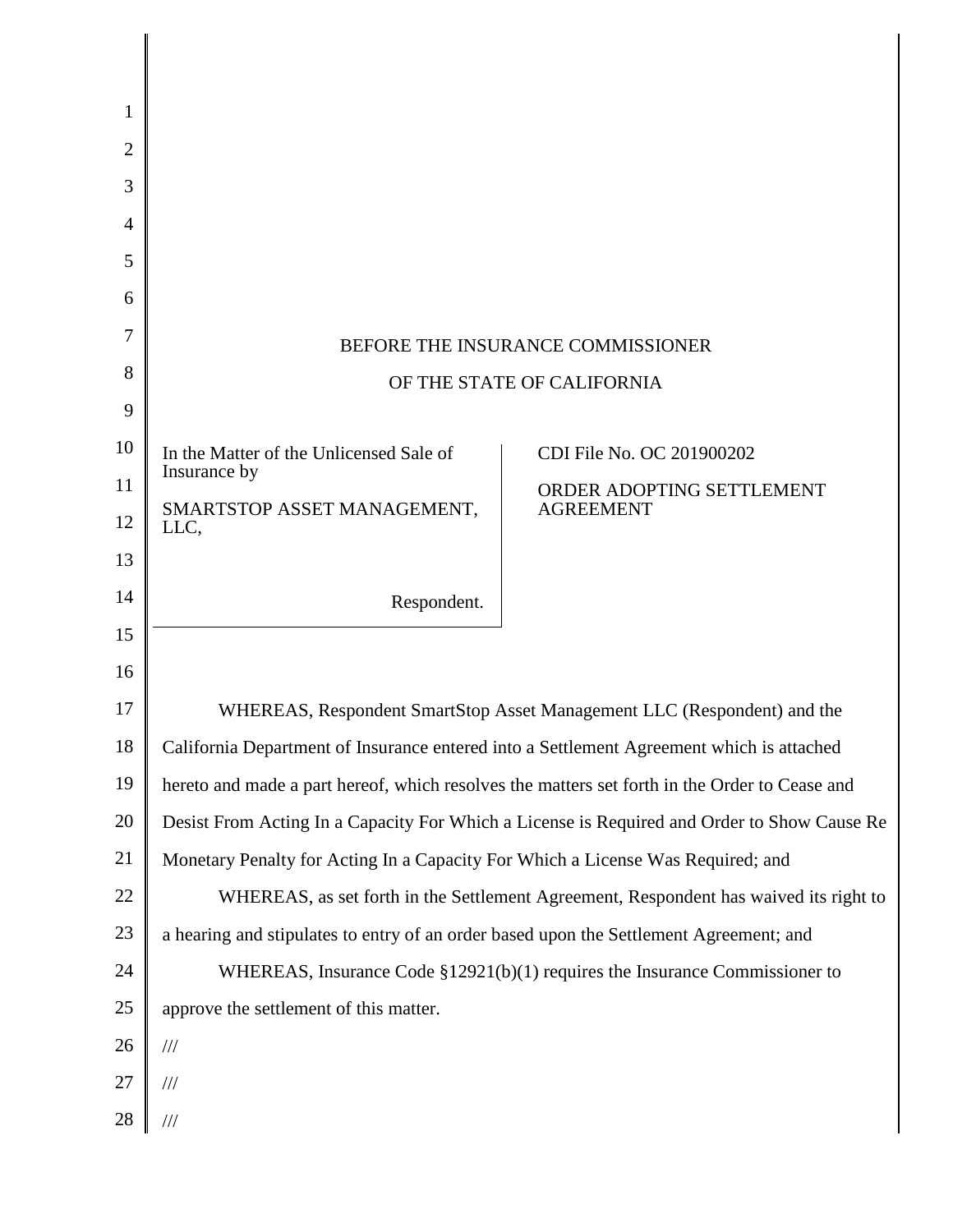BEFORE THE INSURANCE COMMISSIONER

OF THE STATE OF CALIFORNIA

| In the Matter of the Unlicensed Sale of Insurance by<br><br>SMARTSTOP ASSET MANAGEMENT, LLC,<br><br>Respondent. | CDI File No. OC 201900202<br><br>ORDER ADOPTING SETTLEMENT AGREEMENT |
|---|---|

WHEREAS, Respondent SmartStop Asset Management LLC (Respondent) and the California Department of Insurance entered into a Settlement Agreement which is attached hereto and made a part hereof, which resolves the matters set forth in the Order to Cease and Desist From Acting In a Capacity For Which a License is Required and Order to Show Cause Re Monetary Penalty for Acting In a Capacity For Which a License Was Required; and

WHEREAS, as set forth in the Settlement Agreement, Respondent has waived its right to a hearing and stipulates to entry of an order based upon the Settlement Agreement; and

WHEREAS, Insurance Code §12921(b)(1) requires the Insurance Commissioner to approve the settlement of this matter.

///

///

///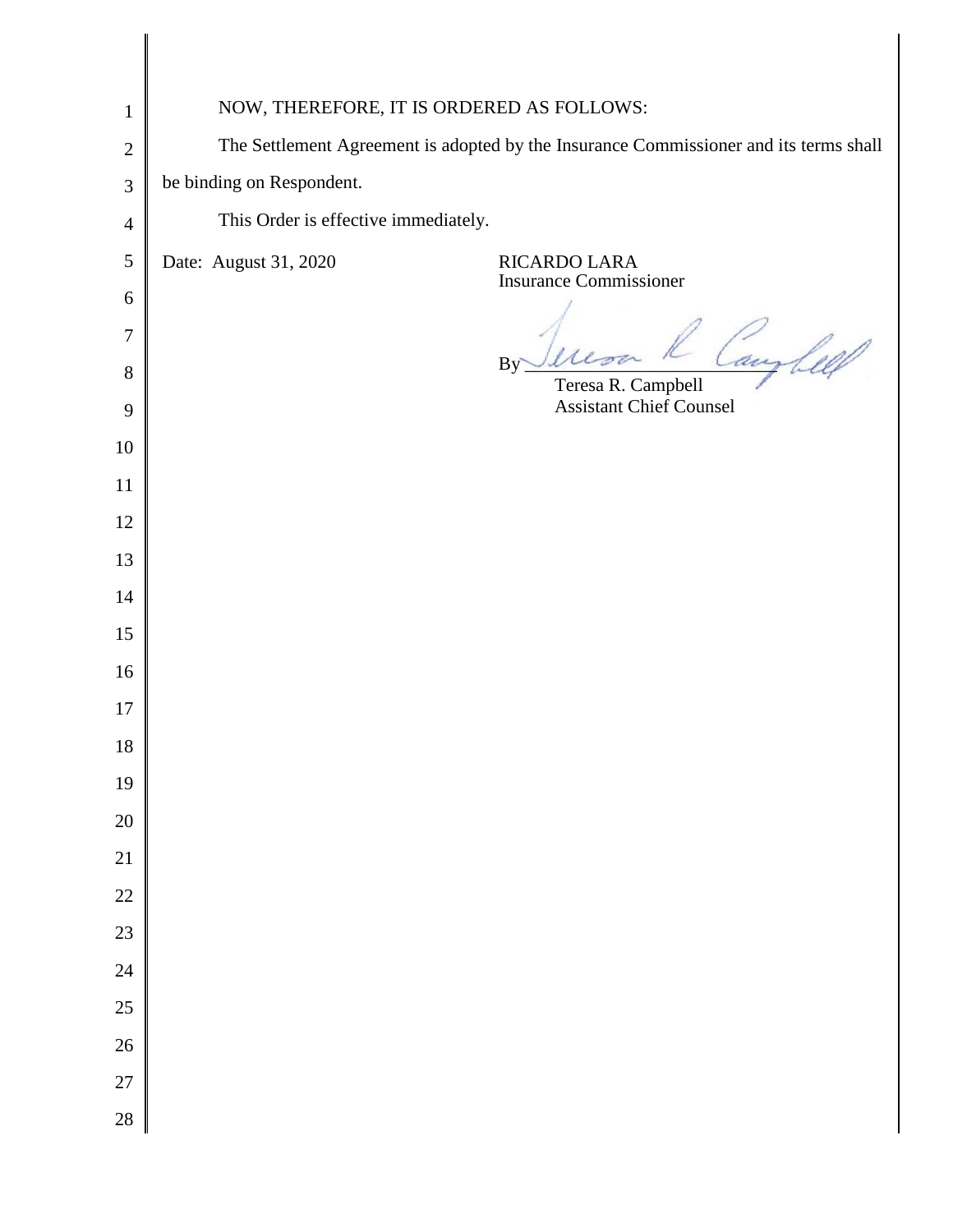NOW, THEREFORE, IT IS ORDERED AS FOLLOWS:

The Settlement Agreement is adopted by the Insurance Commissioner and its terms shall be binding on Respondent.

This Order is effective immediately.

Date: August 31, 2020

RICARDO LARA
Insurance Commissioner

By ______________________
Teresa R. Campbell
Assistant Chief Counsel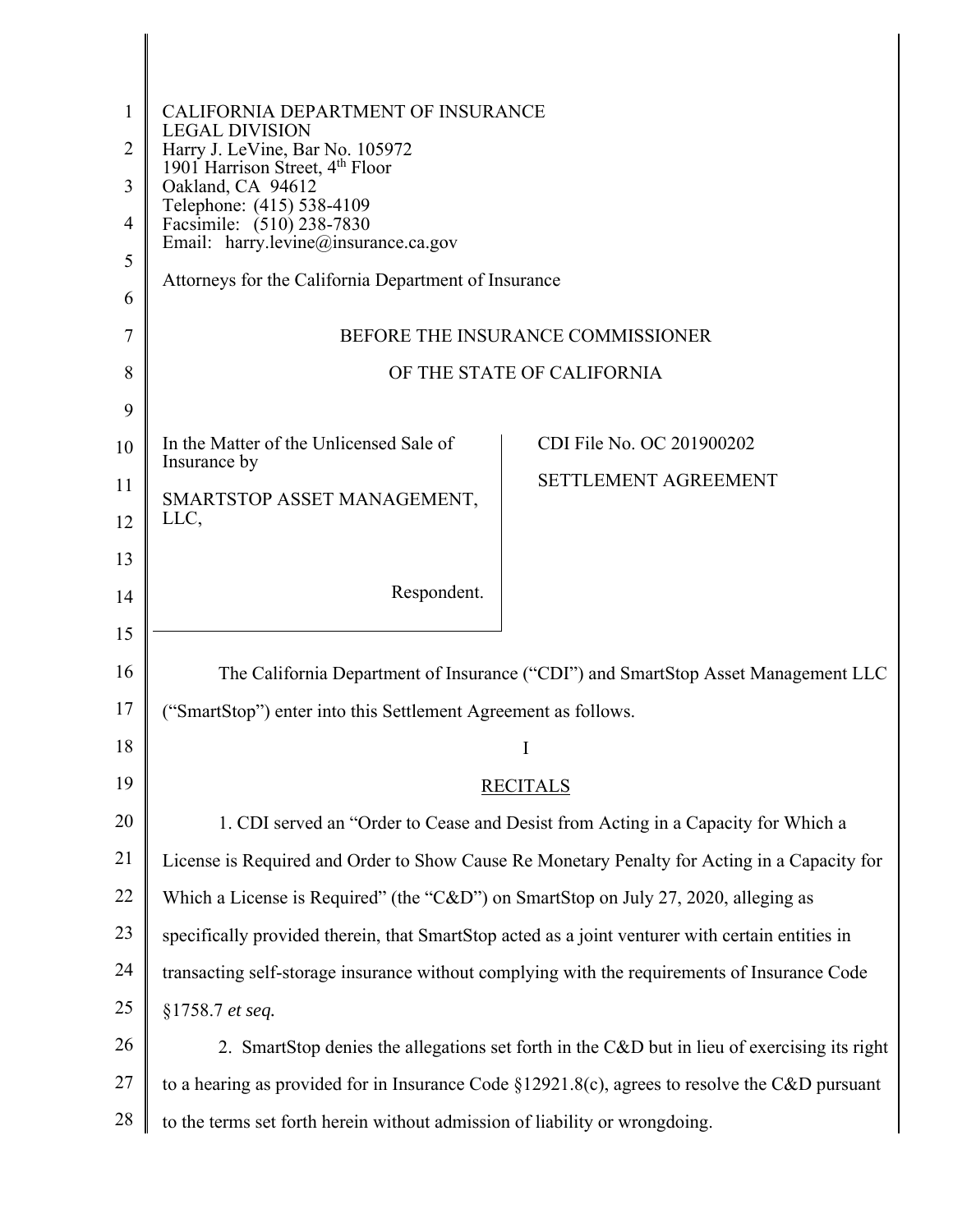CALIFORNIA DEPARTMENT OF INSURANCE
LEGAL DIVISION
Harry J. LeVine, Bar No. 105972
1901 Harrison Street, 4th Floor
Oakland, CA 94612
Telephone: (415) 538-4109
Facsimile: (510) 238-7830
Email: harry.levine@insurance.ca.gov

Attorneys for the California Department of Insurance

BEFORE THE INSURANCE COMMISSIONER

OF THE STATE OF CALIFORNIA

| In the Matter of the Unlicensed Sale of Insurance by<br><br>SMARTSTOP ASSET MANAGEMENT, LLC,<br><br>Respondent. | CDI File No. OC 201900202<br><br>SETTLEMENT AGREEMENT |
|---|---|

The California Department of Insurance ("CDI") and SmartStop Asset Management LLC ("SmartStop") enter into this Settlement Agreement as follows.

## I

## RECITALS

1. CDI served an "Order to Cease and Desist from Acting in a Capacity for Which a License is Required and Order to Show Cause Re Monetary Penalty for Acting in a Capacity for Which a License is Required" (the "C&D") on SmartStop on July 27, 2020, alleging as specifically provided therein, that SmartStop acted as a joint venturer with certain entities in transacting self-storage insurance without complying with the requirements of Insurance Code §1758.7 *et seq.*

2. SmartStop denies the allegations set forth in the C&D but in lieu of exercising its right to a hearing as provided for in Insurance Code §12921.8(c), agrees to resolve the C&D pursuant to the terms set forth herein without admission of liability or wrongdoing.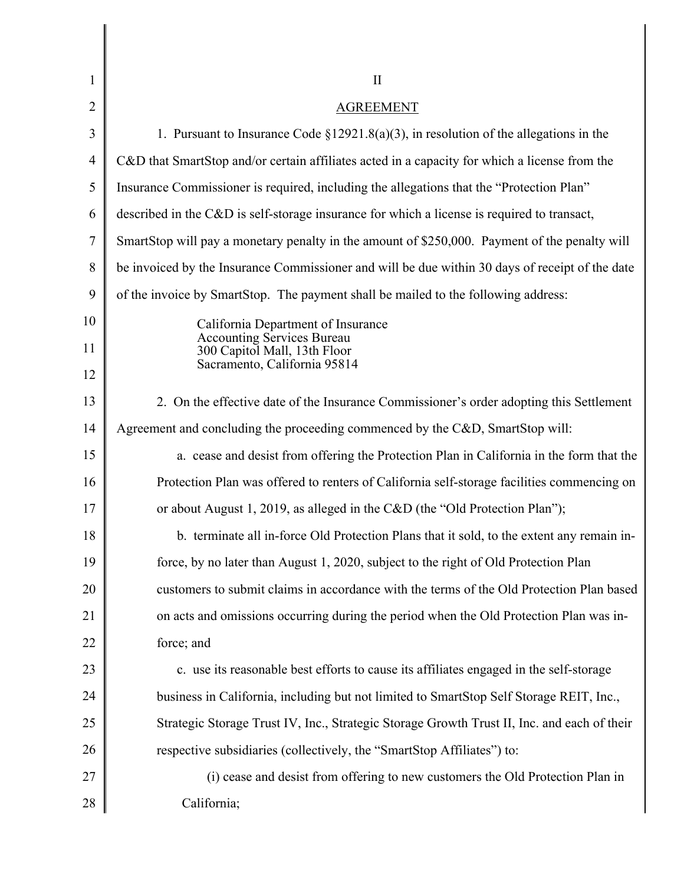## II

## AGREEMENT

1. Pursuant to Insurance Code §12921.8(a)(3), in resolution of the allegations in the C&D that SmartStop and/or certain affiliates acted in a capacity for which a license from the Insurance Commissioner is required, including the allegations that the "Protection Plan" described in the C&D is self-storage insurance for which a license is required to transact, SmartStop will pay a monetary penalty in the amount of $250,000. Payment of the penalty will be invoiced by the Insurance Commissioner and will be due within 30 days of receipt of the date of the invoice by SmartStop. The payment shall be mailed to the following address:

> California Department of Insurance
> Accounting Services Bureau
> 300 Capitol Mall, 13th Floor
> Sacramento, California 95814

2. On the effective date of the Insurance Commissioner's order adopting this Settlement Agreement and concluding the proceeding commenced by the C&D, SmartStop will:

   a. cease and desist from offering the Protection Plan in California in the form that the Protection Plan was offered to renters of California self-storage facilities commencing on or about August 1, 2019, as alleged in the C&D (the "Old Protection Plan");

   b. terminate all in-force Old Protection Plans that it sold, to the extent any remain in-force, by no later than August 1, 2020, subject to the right of Old Protection Plan customers to submit claims in accordance with the terms of the Old Protection Plan based on acts and omissions occurring during the period when the Old Protection Plan was in-force; and

   c. use its reasonable best efforts to cause its affiliates engaged in the self-storage business in California, including but not limited to SmartStop Self Storage REIT, Inc., Strategic Storage Trust IV, Inc., Strategic Storage Growth Trust II, Inc. and each of their respective subsidiaries (collectively, the "SmartStop Affiliates") to:

      (i) cease and desist from offering to new customers the Old Protection Plan in California;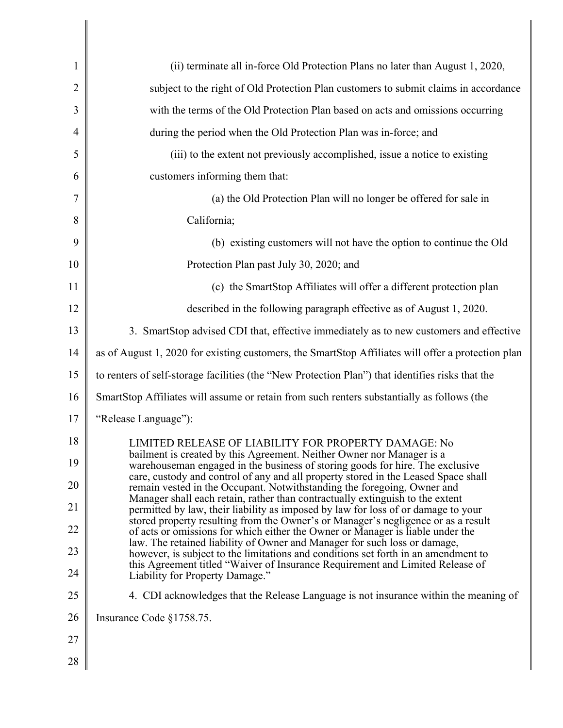(ii) terminate all in-force Old Protection Plans no later than August 1, 2020, subject to the right of Old Protection Plan customers to submit claims in accordance with the terms of the Old Protection Plan based on acts and omissions occurring during the period when the Old Protection Plan was in-force; and

(iii) to the extent not previously accomplished, issue a notice to existing customers informing them that:

(a) the Old Protection Plan will no longer be offered for sale in California;

(b) existing customers will not have the option to continue the Old Protection Plan past July 30, 2020; and

(c) the SmartStop Affiliates will offer a different protection plan described in the following paragraph effective as of August 1, 2020.

3. SmartStop advised CDI that, effective immediately as to new customers and effective as of August 1, 2020 for existing customers, the SmartStop Affiliates will offer a protection plan to renters of self-storage facilities (the "New Protection Plan") that identifies risks that the SmartStop Affiliates will assume or retain from such renters substantially as follows (the "Release Language"):

> LIMITED RELEASE OF LIABILITY FOR PROPERTY DAMAGE: No bailment is created by this Agreement. Neither Owner nor Manager is a warehouseman engaged in the business of storing goods for hire. The exclusive care, custody and control of any and all property stored in the Leased Space shall remain vested in the Occupant. Notwithstanding the foregoing, Owner and Manager shall each retain, rather than contractually extinguish to the extent permitted by law, their liability as imposed by law for loss of or damage to your stored property resulting from the Owner's or Manager's negligence or as a result of acts or omissions for which either the Owner or Manager is liable under the law. The retained liability of Owner and Manager for such loss or damage, however, is subject to the limitations and conditions set forth in an amendment to this Agreement titled "Waiver of Insurance Requirement and Limited Release of Liability for Property Damage."

4. CDI acknowledges that the Release Language is not insurance within the meaning of Insurance Code §1758.75.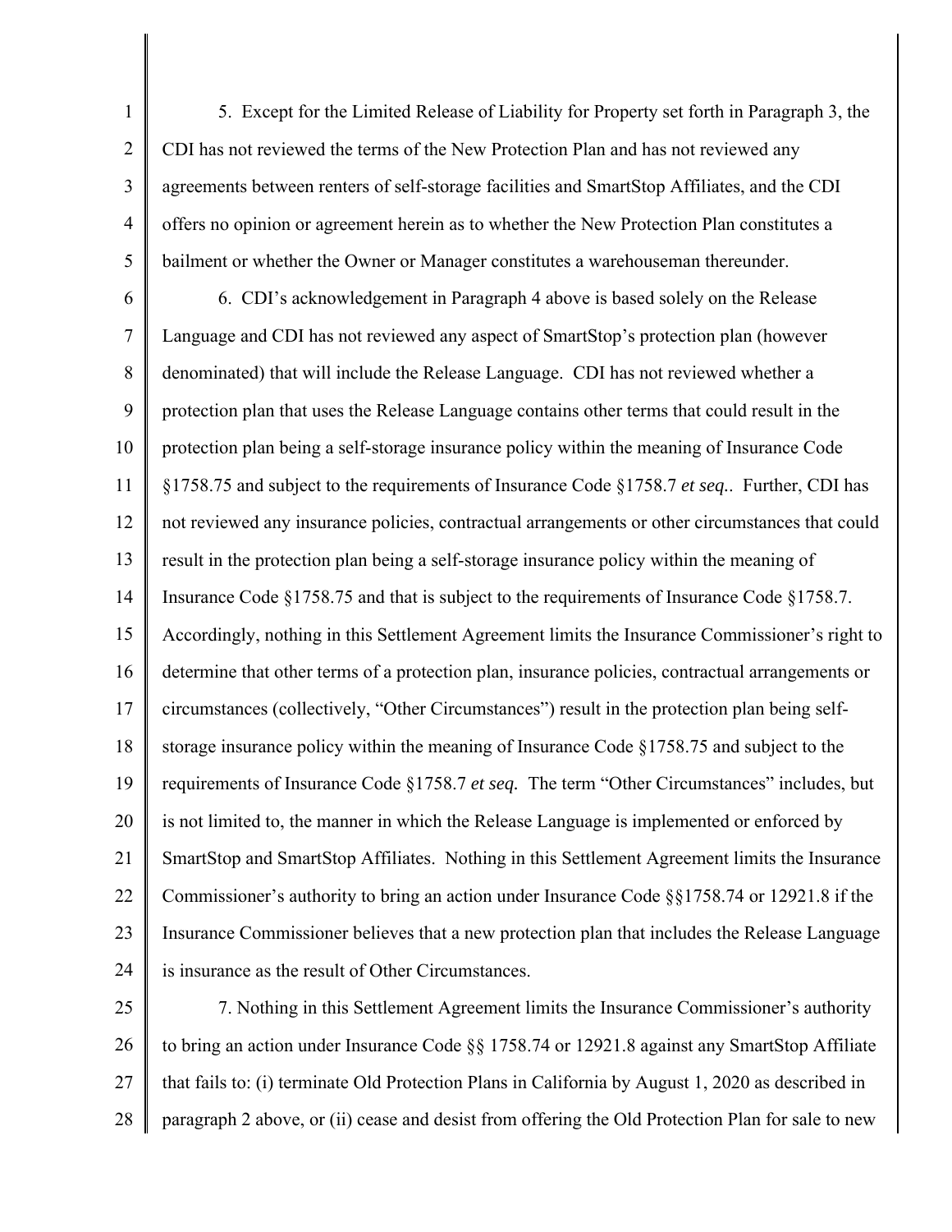5. Except for the Limited Release of Liability for Property set forth in Paragraph 3, the CDI has not reviewed the terms of the New Protection Plan and has not reviewed any agreements between renters of self-storage facilities and SmartStop Affiliates, and the CDI offers no opinion or agreement herein as to whether the New Protection Plan constitutes a bailment or whether the Owner or Manager constitutes a warehouseman thereunder.

6. CDI's acknowledgement in Paragraph 4 above is based solely on the Release Language and CDI has not reviewed any aspect of SmartStop's protection plan (however denominated) that will include the Release Language. CDI has not reviewed whether a protection plan that uses the Release Language contains other terms that could result in the protection plan being a self-storage insurance policy within the meaning of Insurance Code §1758.75 and subject to the requirements of Insurance Code §1758.7 *et seq.*. Further, CDI has not reviewed any insurance policies, contractual arrangements or other circumstances that could result in the protection plan being a self-storage insurance policy within the meaning of Insurance Code §1758.75 and that is subject to the requirements of Insurance Code §1758.7. Accordingly, nothing in this Settlement Agreement limits the Insurance Commissioner's right to determine that other terms of a protection plan, insurance policies, contractual arrangements or circumstances (collectively, "Other Circumstances") result in the protection plan being self-storage insurance policy within the meaning of Insurance Code §1758.75 and subject to the requirements of Insurance Code §1758.7 *et seq.* The term "Other Circumstances" includes, but is not limited to, the manner in which the Release Language is implemented or enforced by SmartStop and SmartStop Affiliates. Nothing in this Settlement Agreement limits the Insurance Commissioner's authority to bring an action under Insurance Code §§1758.74 or 12921.8 if the Insurance Commissioner believes that a new protection plan that includes the Release Language is insurance as the result of Other Circumstances.

7. Nothing in this Settlement Agreement limits the Insurance Commissioner's authority to bring an action under Insurance Code §§ 1758.74 or 12921.8 against any SmartStop Affiliate that fails to: (i) terminate Old Protection Plans in California by August 1, 2020 as described in paragraph 2 above, or (ii) cease and desist from offering the Old Protection Plan for sale to new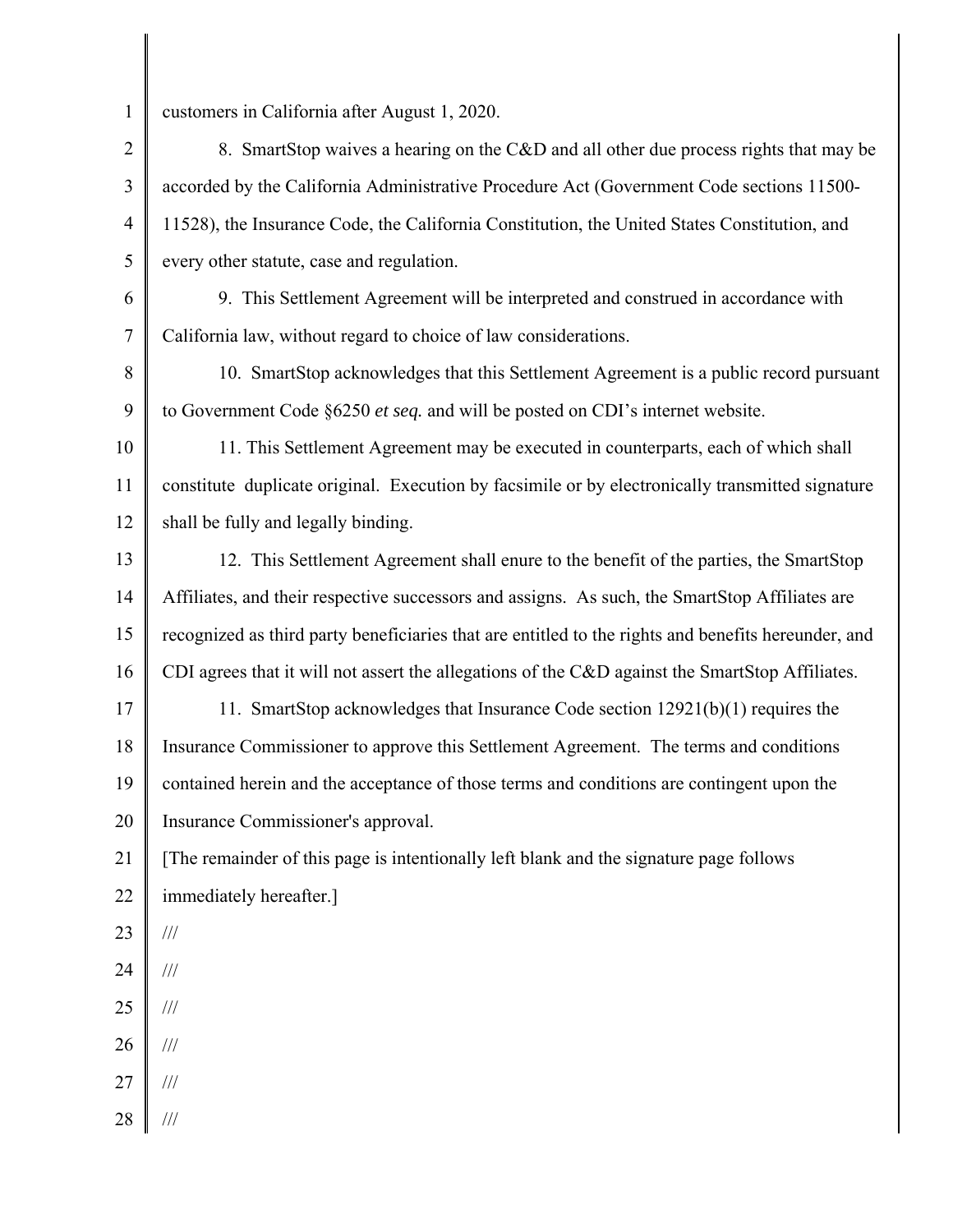customers in California after August 1, 2020.

8. SmartStop waives a hearing on the C&D and all other due process rights that may be accorded by the California Administrative Procedure Act (Government Code sections 11500-11528), the Insurance Code, the California Constitution, the United States Constitution, and every other statute, case and regulation.

9. This Settlement Agreement will be interpreted and construed in accordance with California law, without regard to choice of law considerations.

10. SmartStop acknowledges that this Settlement Agreement is a public record pursuant to Government Code §6250 *et seq.* and will be posted on CDI's internet website.

11. This Settlement Agreement may be executed in counterparts, each of which shall constitute duplicate original. Execution by facsimile or by electronically transmitted signature shall be fully and legally binding.

12. This Settlement Agreement shall enure to the benefit of the parties, the SmartStop Affiliates, and their respective successors and assigns. As such, the SmartStop Affiliates are recognized as third party beneficiaries that are entitled to the rights and benefits hereunder, and CDI agrees that it will not assert the allegations of the C&D against the SmartStop Affiliates.

11. SmartStop acknowledges that Insurance Code section 12921(b)(1) requires the Insurance Commissioner to approve this Settlement Agreement. The terms and conditions contained herein and the acceptance of those terms and conditions are contingent upon the Insurance Commissioner's approval.

[The remainder of this page is intentionally left blank and the signature page follows immediately hereafter.]

///

///

///

///

///

///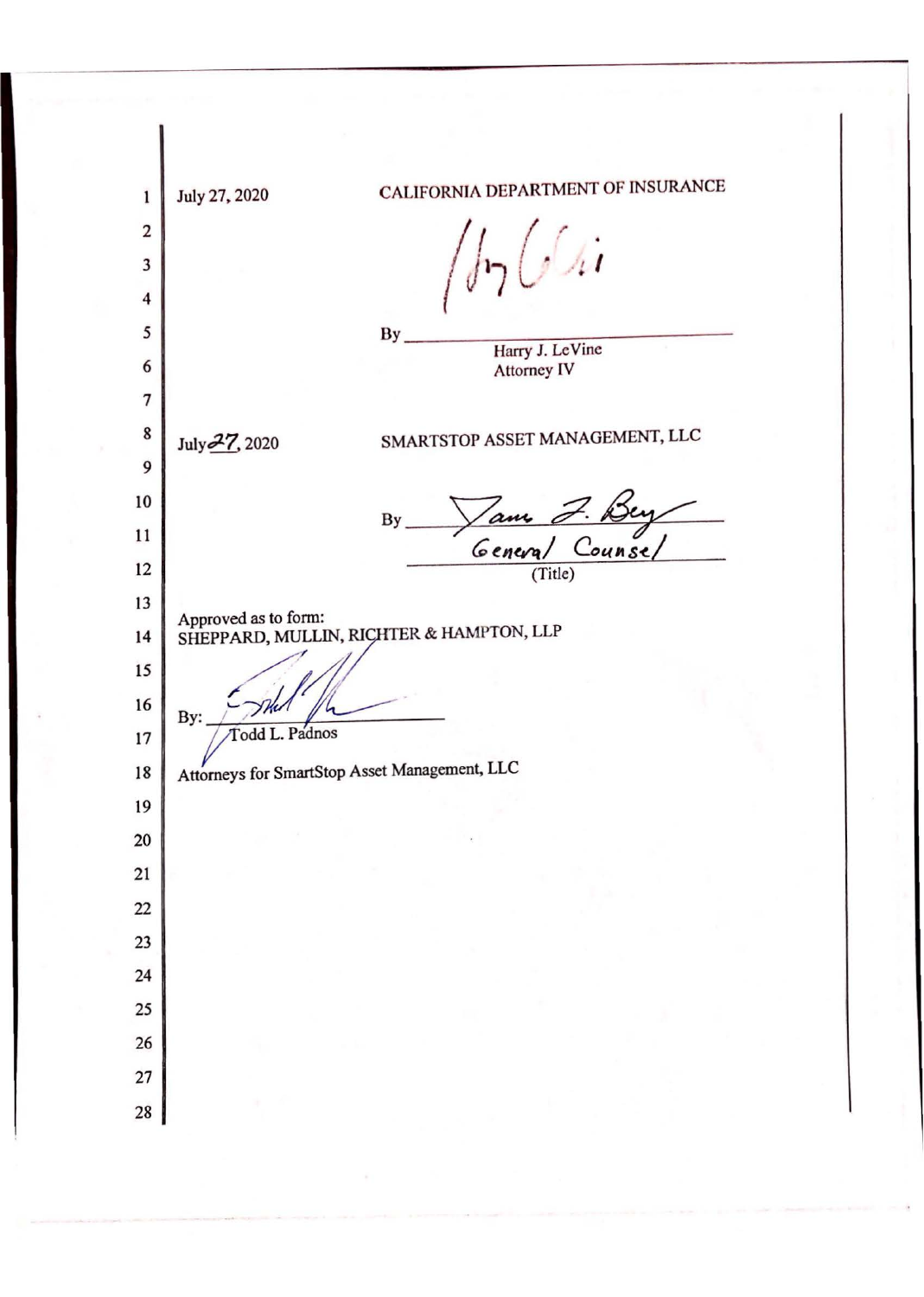July 27, 2020

CALIFORNIA DEPARTMENT OF INSURANCE

By ______________________

Harry J. LeVine
Attorney IV

July 27, 2020

SMARTSTOP ASSET MANAGEMENT, LLC

By ______________________

General Counsel
(Title)

Approved as to form:
SHEPPARD, MULLIN, RICHTER & HAMPTON, LLP

By: ______________________
Todd L. Padnos

Attorneys for SmartStop Asset Management, LLC